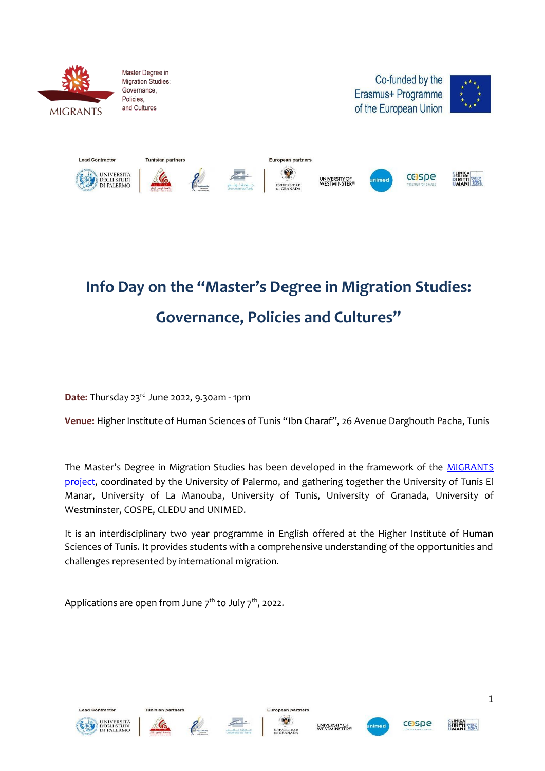Master Degree in Migration Studies: Governance, Policies, and Cultures

MIGRANTS

Co-funded by the Erasmus+ Programme of the European Union

Lead Contractor | Tunisian partners | European partners

# Info Day on the "Master's Degree in Migration Studies: Governance, Policies and Cultures"

**Date:** Thursday 23rd June 2022, 9.30am - 1pm

**Venue:** Higher Institute of Human Sciences of Tunis "Ibn Charaf", 26 Avenue Darghouth Pacha, Tunis

The Master's Degree in Migration Studies has been developed in the framework of the MIGRANTS project, coordinated by the University of Palermo, and gathering together the University of Tunis El Manar, University of La Manouba, University of Tunis, University of Granada, University of Westminster, COSPE, CLEDU and UNIMED.

It is an interdisciplinary two year programme in English offered at the Higher Institute of Human Sciences of Tunis. It provides students with a comprehensive understanding of the opportunities and challenges represented by international migration.

Applications are open from June 7th to July 7th, 2022.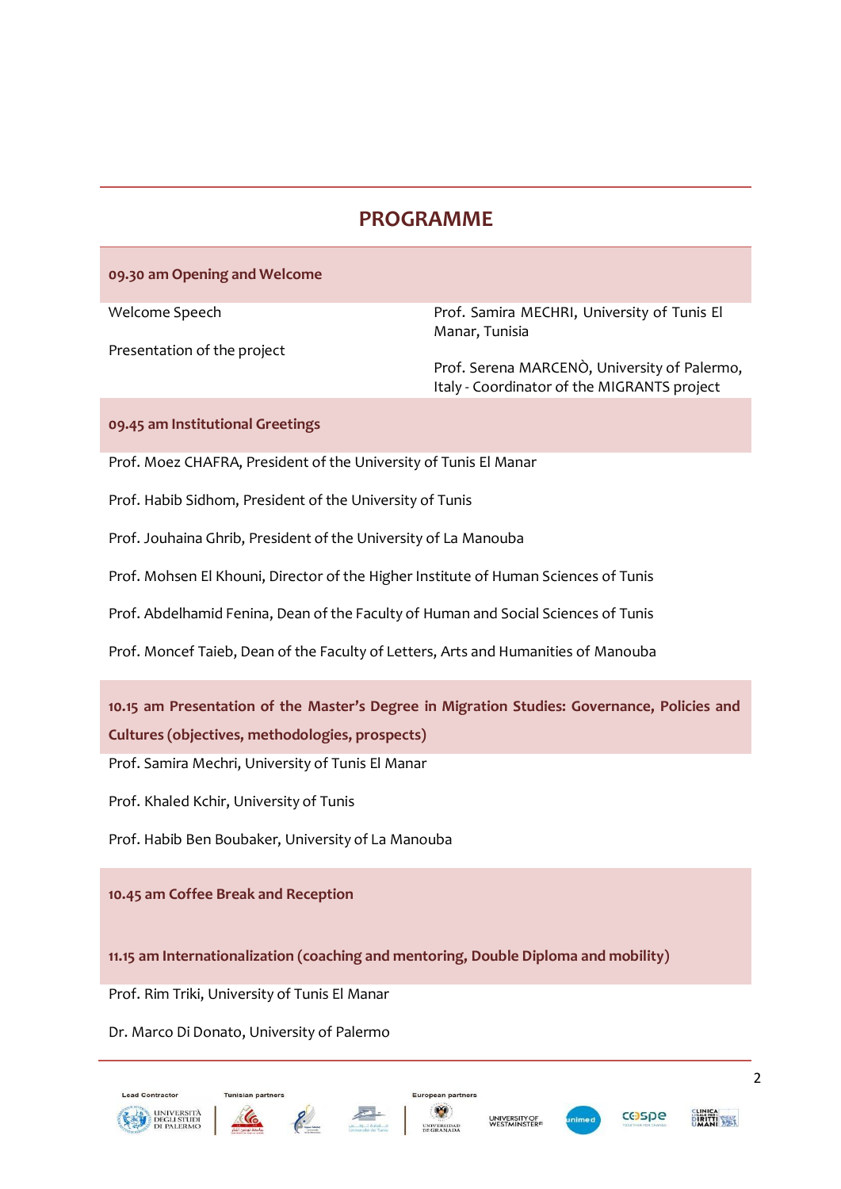# PROGRAMME

### 09.30 am Opening and Welcome

Welcome Speech — Prof. Samira MECHRI, University of Tunis El Manar, Tunisia

Presentation of the project — Prof. Serena MARCENÒ, University of Palermo, Italy - Coordinator of the MIGRANTS project

### 09.45 am Institutional Greetings

Prof. Moez CHAFRA, President of the University of Tunis El Manar

Prof. Habib Sidhom, President of the University of Tunis

Prof. Jouhaina Ghrib, President of the University of La Manouba

Prof. Mohsen El Khouni, Director of the Higher Institute of Human Sciences of Tunis

Prof. Abdelhamid Fenina, Dean of the Faculty of Human and Social Sciences of Tunis

Prof. Moncef Taieb, Dean of the Faculty of Letters, Arts and Humanities of Manouba

### 10.15 am Presentation of the Master's Degree in Migration Studies: Governance, Policies and Cultures (objectives, methodologies, prospects)

Prof. Samira Mechri, University of Tunis El Manar

Prof. Khaled Kchir, University of Tunis

Prof. Habib Ben Boubaker, University of La Manouba

### 10.45 am Coffee Break and Reception

### 11.15 am Internationalization (coaching and mentoring, Double Diploma and mobility)

Prof. Rim Triki, University of Tunis El Manar

Dr. Marco Di Donato, University of Palermo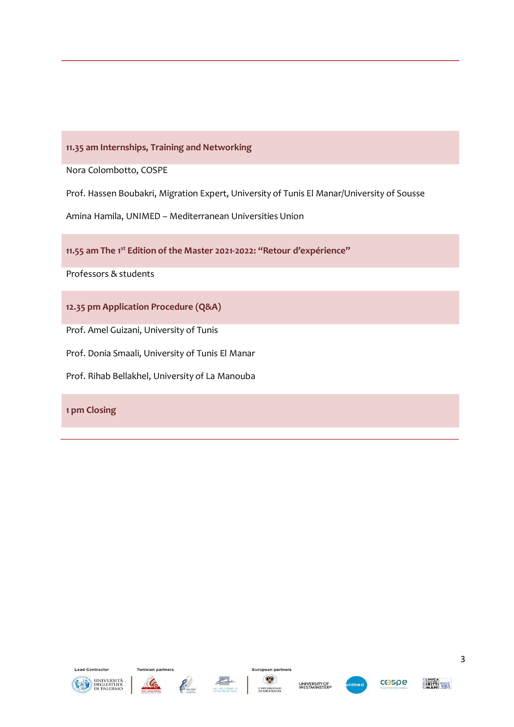### 11.35 am Internships, Training and Networking

Nora Colombotto, COSPE

Prof. Hassen Boubakri, Migration Expert, University of Tunis El Manar/University of Sousse

Amina Hamila, UNIMED – Mediterranean Universities Union

### 11.55 am The 1st Edition of the Master 2021-2022: "Retour d'expérience"

Professors & students

### 12.35 pm Application Procedure (Q&A)

Prof. Amel Guizani, University of Tunis

Prof. Donia Smaali, University of Tunis El Manar

Prof. Rihab Bellakhel, University of La Manouba

### 1 pm Closing